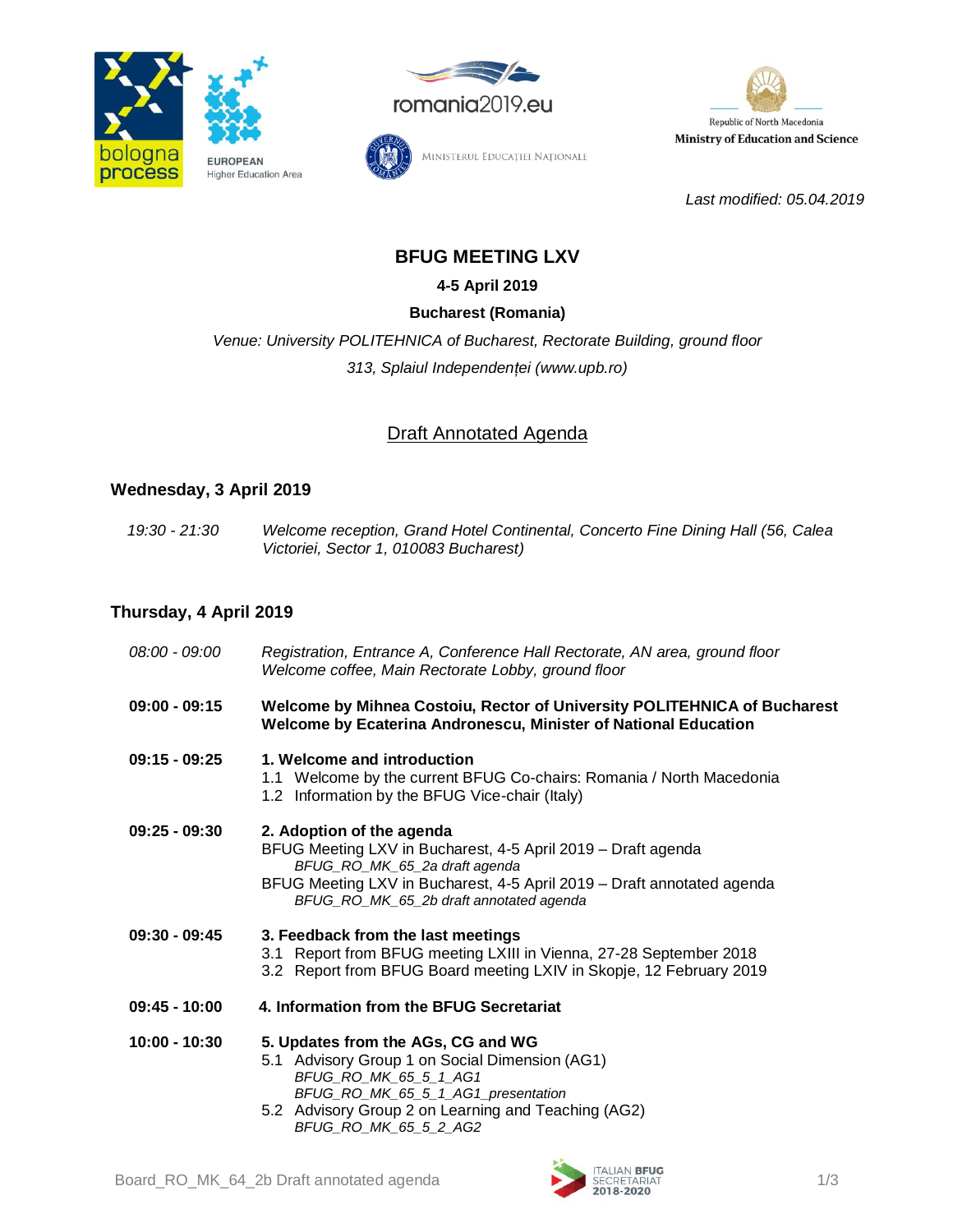Republic of North Macedonia
Ministry of Education and Science

*Last modified: 05.04.2019*

# BFUG MEETING LXV

**4-5 April 2019**

**Bucharest (Romania)**

*Venue: University POLITEHNICA of Bucharest, Rectorate Building, ground floor*

*313, Splaiul Independenței (www.upb.ro)*

## Draft Annotated Agenda

### Wednesday, 3 April 2019

| | |
|---|---|
| *19:30 - 21:30* | *Welcome reception, Grand Hotel Continental, Concerto Fine Dining Hall (56, Calea Victoriei, Sector 1, 010083 Bucharest)* |

### Thursday, 4 April 2019

**08:00 - 09:00**
*Registration, Entrance A, Conference Hall Rectorate, AN area, ground floor*
*Welcome coffee, Main Rectorate Lobby, ground floor*

**09:00 - 09:15**
**Welcome by Mihnea Costoiu, Rector of University POLITEHNICA of Bucharest**
**Welcome by Ecaterina Andronescu, Minister of National Education**

**09:15 - 09:25**
**1. Welcome and introduction**
1.1 Welcome by the current BFUG Co-chairs: Romania / North Macedonia
1.2 Information by the BFUG Vice-chair (Italy)

**09:25 - 09:30**
**2. Adoption of the agenda**
BFUG Meeting LXV in Bucharest, 4-5 April 2019 – Draft agenda
*BFUG_RO_MK_65_2a draft agenda*
BFUG Meeting LXV in Bucharest, 4-5 April 2019 – Draft annotated agenda
*BFUG_RO_MK_65_2b draft annotated agenda*

**09:30 - 09:45**
**3. Feedback from the last meetings**
3.1 Report from BFUG meeting LXIII in Vienna, 27-28 September 2018
3.2 Report from BFUG Board meeting LXIV in Skopje, 12 February 2019

**09:45 - 10:00**
**4. Information from the BFUG Secretariat**

**10:00 - 10:30**
**5. Updates from the AGs, CG and WG**
5.1 Advisory Group 1 on Social Dimension (AG1)
*BFUG_RO_MK_65_5_1_AG1*
*BFUG_RO_MK_65_5_1_AG1_presentation*
5.2 Advisory Group 2 on Learning and Teaching (AG2)
*BFUG_RO_MK_65_5_2_AG2*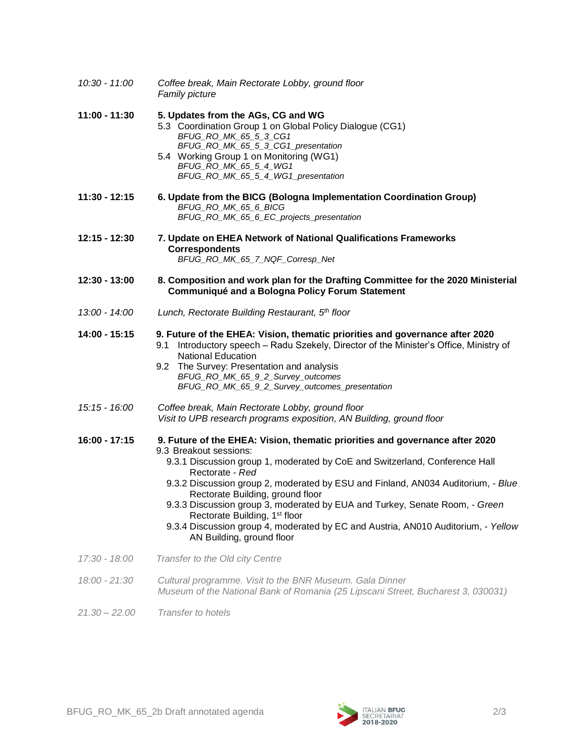*10:30 - 11:00* *Coffee break, Main Rectorate Lobby, ground floor*
*Family picture*

**11:00 - 11:30** **5. Updates from the AGs, CG and WG**

5.3 Coordination Group 1 on Global Policy Dialogue (CG1)
*BFUG_RO_MK_65_5_3_CG1*
*BFUG_RO_MK_65_5_3_CG1_presentation*

5.4 Working Group 1 on Monitoring (WG1)
*BFUG_RO_MK_65_5_4_WG1*
*BFUG_RO_MK_65_5_4_WG1_presentation*

**11:30 - 12:15** **6. Update from the BICG (Bologna Implementation Coordination Group)**
*BFUG_RO_MK_65_6_BICG*
*BFUG_RO_MK_65_6_EC_projects_presentation*

**12:15 - 12:30** **7. Update on EHEA Network of National Qualifications Frameworks Correspondents**
*BFUG_RO_MK_65_7_NQF_Corresp_Net*

**12:30 - 13:00** **8. Composition and work plan for the Drafting Committee for the 2020 Ministerial Communiqué and a Bologna Policy Forum Statement**

*13:00 - 14:00* *Lunch, Rectorate Building Restaurant, 5th floor*

**14:00 - 15:15** **9. Future of the EHEA: Vision, thematic priorities and governance after 2020**

9.1 Introductory speech – Radu Szekely, Director of the Minister's Office, Ministry of National Education

9.2 The Survey: Presentation and analysis
*BFUG_RO_MK_65_9_2_Survey_outcomes*
*BFUG_RO_MK_65_9_2_Survey_outcomes_presentation*

*15:15 - 16:00* *Coffee break, Main Rectorate Lobby, ground floor*
*Visit to UPB research programs exposition, AN Building, ground floor*

**16:00 - 17:15** **9. Future of the EHEA: Vision, thematic priorities and governance after 2020**

9.3 Breakout sessions:

9.3.1 Discussion group 1, moderated by CoE and Switzerland, Conference Hall Rectorate - *Red*

9.3.2 Discussion group 2, moderated by ESU and Finland, AN034 Auditorium, - *Blue* Rectorate Building, ground floor

9.3.3 Discussion group 3, moderated by EUA and Turkey, Senate Room, - *Green* Rectorate Building, 1st floor

9.3.4 Discussion group 4, moderated by EC and Austria, AN010 Auditorium, - *Yellow* AN Building, ground floor

*17:30 - 18:00* *Transfer to the Old city Centre*

*18:00 - 21:30* *Cultural programme. Visit to the BNR Museum. Gala Dinner*
*Museum of the National Bank of Romania (25 Lipscani Street, Bucharest 3, 030031)*

*21.30 – 22.00* *Transfer to hotels*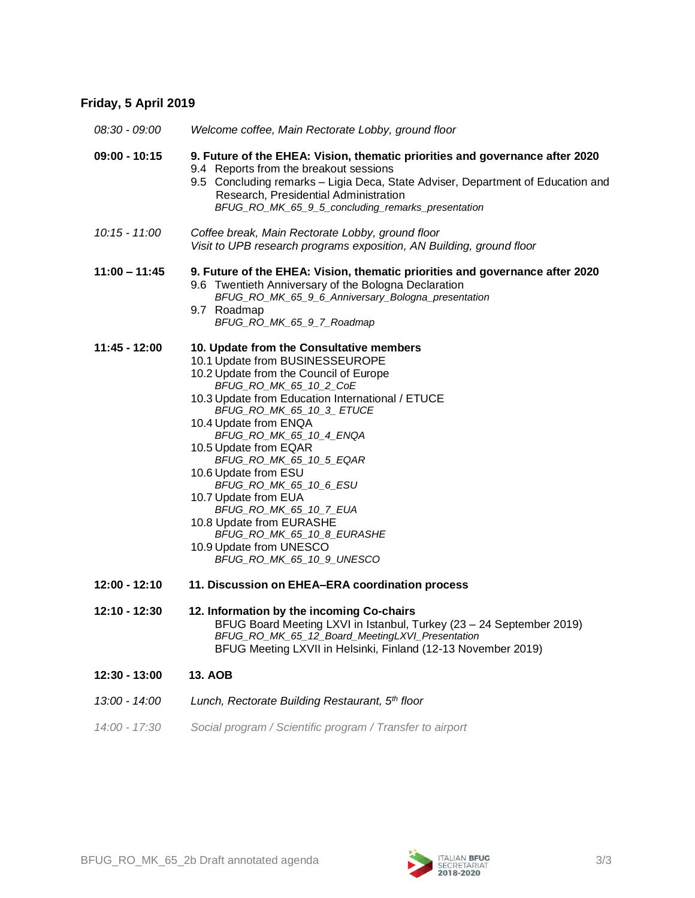## Friday, 5 April 2019

| | |
|---|---|
| *08:30 - 09:00* | *Welcome coffee, Main Rectorate Lobby, ground floor* |
| **09:00 - 10:15** | **9. Future of the EHEA: Vision, thematic priorities and governance after 2020**<br>9.4 Reports from the breakout sessions<br>9.5 Concluding remarks – Ligia Deca, State Adviser, Department of Education and Research, Presidential Administration<br>*BFUG_RO_MK_65_9_5_concluding_remarks_presentation* |
| *10:15 - 11:00* | *Coffee break, Main Rectorate Lobby, ground floor*<br>*Visit to UPB research programs exposition, AN Building, ground floor* |
| **11:00 – 11:45** | **9. Future of the EHEA: Vision, thematic priorities and governance after 2020**<br>9.6 Twentieth Anniversary of the Bologna Declaration<br>*BFUG_RO_MK_65_9_6_Anniversary_Bologna_presentation*<br>9.7 Roadmap<br>*BFUG_RO_MK_65_9_7_Roadmap* |
| **11:45 - 12:00** | **10. Update from the Consultative members**<br>10.1 Update from BUSINESSEUROPE<br>10.2 Update from the Council of Europe<br>*BFUG_RO_MK_65_10_2_CoE*<br>10.3 Update from Education International / ETUCE<br>*BFUG_RO_MK_65_10_3_ ETUCE*<br>10.4 Update from ENQA<br>*BFUG_RO_MK_65_10_4_ENQA*<br>10.5 Update from EQAR<br>*BFUG_RO_MK_65_10_5_EQAR*<br>10.6 Update from ESU<br>*BFUG_RO_MK_65_10_6_ESU*<br>10.7 Update from EUA<br>*BFUG_RO_MK_65_10_7_EUA*<br>10.8 Update from EURASHE<br>*BFUG_RO_MK_65_10_8_EURASHE*<br>10.9 Update from UNESCO<br>*BFUG_RO_MK_65_10_9_UNESCO* |
| **12:00 - 12:10** | **11. Discussion on EHEA–ERA coordination process** |
| **12:10 - 12:30** | **12. Information by the incoming Co-chairs**<br>BFUG Board Meeting LXVI in Istanbul, Turkey (23 – 24 September 2019)<br>*BFUG_RO_MK_65_12_Board_MeetingLXVI_Presentation*<br>BFUG Meeting LXVII in Helsinki, Finland (12-13 November 2019) |
| **12:30 - 13:00** | **13. AOB** |
| *13:00 - 14:00* | *Lunch, Rectorate Building Restaurant, 5th floor* |
| *14:00 - 17:30* | *Social program / Scientific program / Transfer to airport* |